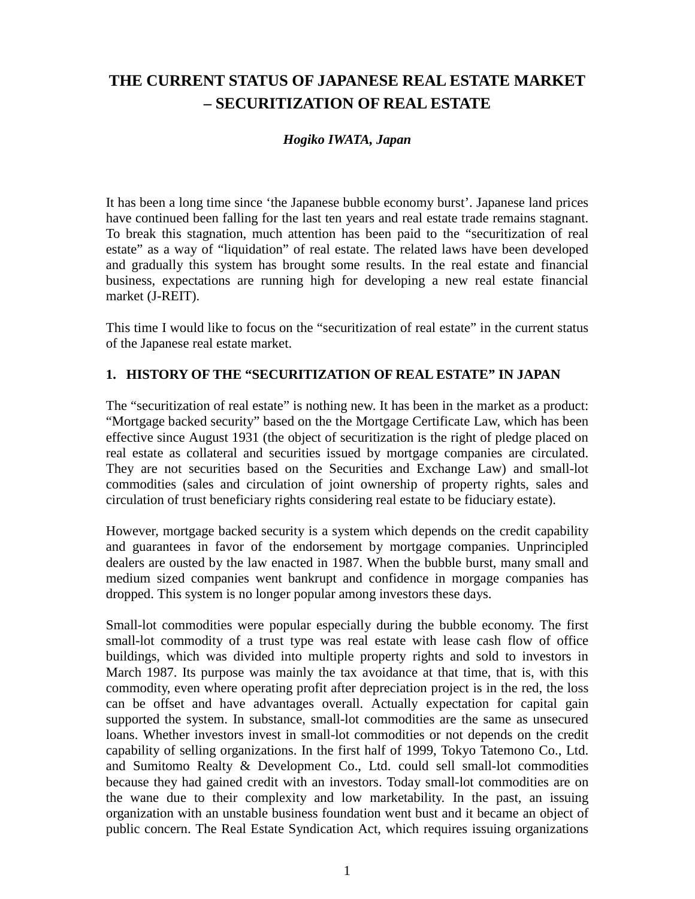# THE CURRENT STATUS OF JAPANESE REAL ESTATE MARKET – SECURITIZATION OF REAL ESTATE

***Hogiko IWATA, Japan***

It has been a long time since ‘the Japanese bubble economy burst’. Japanese land prices have continued been falling for the last ten years and real estate trade remains stagnant. To break this stagnation, much attention has been paid to the “securitization of real estate” as a way of “liquidation” of real estate. The related laws have been developed and gradually this system has brought some results. In the real estate and financial business, expectations are running high for developing a new real estate financial market (J-REIT).

This time I would like to focus on the “securitization of real estate” in the current status of the Japanese real estate market.

## 1. HISTORY OF THE “SECURITIZATION OF REAL ESTATE” IN JAPAN

The “securitization of real estate” is nothing new. It has been in the market as a product: “Mortgage backed security” based on the the Mortgage Certificate Law, which has been effective since August 1931 (the object of securitization is the right of pledge placed on real estate as collateral and securities issued by mortgage companies are circulated. They are not securities based on the Securities and Exchange Law) and small-lot commodities (sales and circulation of joint ownership of property rights, sales and circulation of trust beneficiary rights considering real estate to be fiduciary estate).

However, mortgage backed security is a system which depends on the credit capability and guarantees in favor of the endorsement by mortgage companies. Unprincipled dealers are ousted by the law enacted in 1987. When the bubble burst, many small and medium sized companies went bankrupt and confidence in morgage companies has dropped. This system is no longer popular among investors these days.

Small-lot commodities were popular especially during the bubble economy. The first small-lot commodity of a trust type was real estate with lease cash flow of office buildings, which was divided into multiple property rights and sold to investors in March 1987. Its purpose was mainly the tax avoidance at that time, that is, with this commodity, even where operating profit after depreciation project is in the red, the loss can be offset and have advantages overall. Actually expectation for capital gain supported the system. In substance, small-lot commodities are the same as unsecured loans. Whether investors invest in small-lot commodities or not depends on the credit capability of selling organizations. In the first half of 1999, Tokyo Tatemono Co., Ltd. and Sumitomo Realty & Development Co., Ltd. could sell small-lot commodities because they had gained credit with an investors. Today small-lot commodities are on the wane due to their complexity and low marketability. In the past, an issuing organization with an unstable business foundation went bust and it became an object of public concern. The Real Estate Syndication Act, which requires issuing organizations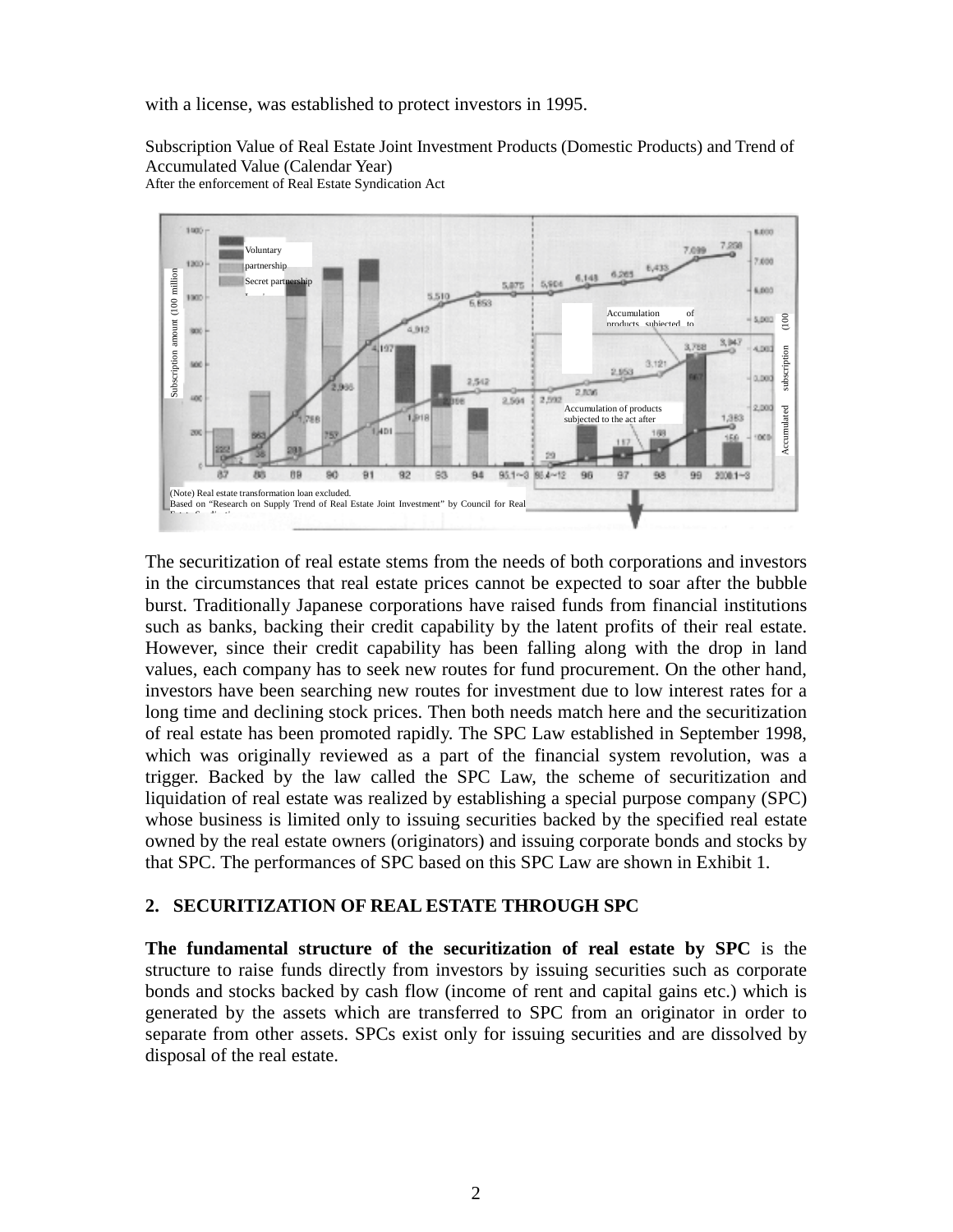with a license, was established to protect investors in 1995.

Subscription Value of Real Estate Joint Investment Products (Domestic Products) and Trend of Accumulated Value (Calendar Year)

After the enforcement of Real Estate Syndication Act

(Note) Real estate transformation loan excluded.
Based on "Research on Supply Trend of Real Estate Joint Investment" by Council for Real Estate Syndication.

The securitization of real estate stems from the needs of both corporations and investors in the circumstances that real estate prices cannot be expected to soar after the bubble burst. Traditionally Japanese corporations have raised funds from financial institutions such as banks, backing their credit capability by the latent profits of their real estate. However, since their credit capability has been falling along with the drop in land values, each company has to seek new routes for fund procurement. On the other hand, investors have been searching new routes for investment due to low interest rates for a long time and declining stock prices. Then both needs match here and the securitization of real estate has been promoted rapidly. The SPC Law established in September 1998, which was originally reviewed as a part of the financial system revolution, was a trigger. Backed by the law called the SPC Law, the scheme of securitization and liquidation of real estate was realized by establishing a special purpose company (SPC) whose business is limited only to issuing securities backed by the specified real estate owned by the real estate owners (originators) and issuing corporate bonds and stocks by that SPC. The performances of SPC based on this SPC Law are shown in Exhibit 1.

## 2. SECURITIZATION OF REAL ESTATE THROUGH SPC

**The fundamental structure of the securitization of real estate by SPC** is the structure to raise funds directly from investors by issuing securities such as corporate bonds and stocks backed by cash flow (income of rent and capital gains etc.) which is generated by the assets which are transferred to SPC from an originator in order to separate from other assets. SPCs exist only for issuing securities and are dissolved by disposal of the real estate.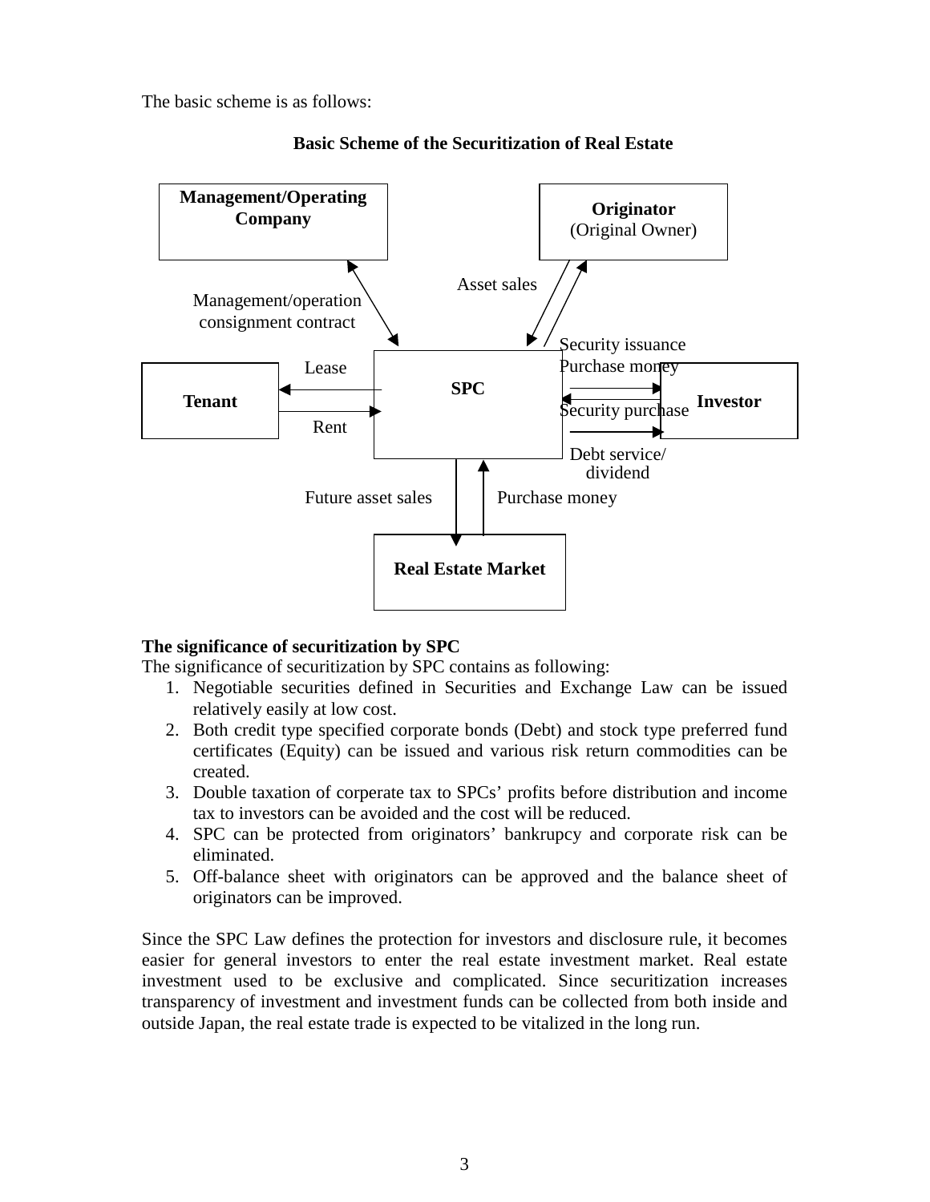The basic scheme is as follows:

**Basic Scheme of the Securitization of Real Estate**

**Management/Operating Company**

**Originator** (Original Owner)

Management/operation consignment contract

Asset sales

Security issuance

Purchase money

**Tenant**

Lease

Rent

**SPC**

Security purchase

**Investor**

Debt service/ dividend

Future asset sales

Purchase money

**Real Estate Market**

**The significance of securitization by SPC**

The significance of securitization by SPC contains as following:

1. Negotiable securities defined in Securities and Exchange Law can be issued relatively easily at low cost.
2. Both credit type specified corporate bonds (Debt) and stock type preferred fund certificates (Equity) can be issued and various risk return commodities can be created.
3. Double taxation of corperate tax to SPCs' profits before distribution and income tax to investors can be avoided and the cost will be reduced.
4. SPC can be protected from originators' bankrupcy and corporate risk can be eliminated.
5. Off-balance sheet with originators can be approved and the balance sheet of originators can be improved.

Since the SPC Law defines the protection for investors and disclosure rule, it becomes easier for general investors to enter the real estate investment market. Real estate investment used to be exclusive and complicated. Since securitization increases transparency of investment and investment funds can be collected from both inside and outside Japan, the real estate trade is expected to be vitalized in the long run.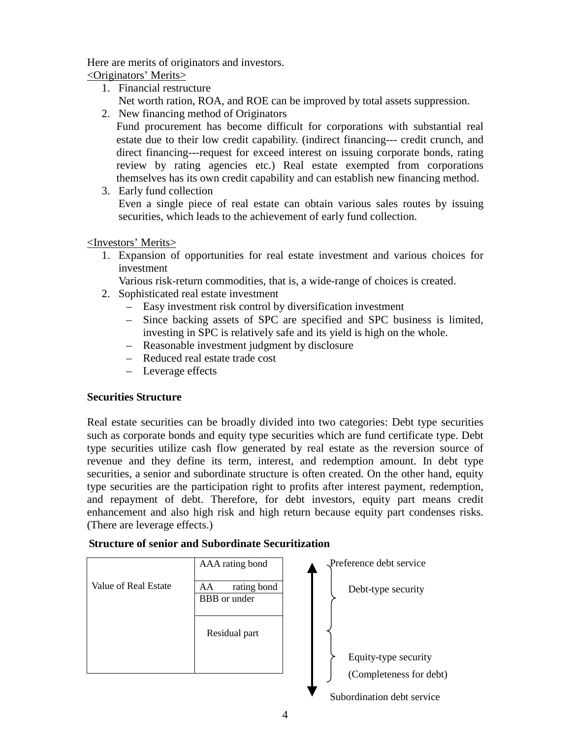Here are merits of originators and investors.

<Originators' Merits>

1. Financial restructure
   Net worth ration, ROA, and ROE can be improved by total assets suppression.
2. New financing method of Originators
   Fund procurement has become difficult for corporations with substantial real estate due to their low credit capability. (indirect financing--- credit crunch, and direct financing---request for exceed interest on issuing corporate bonds, rating review by rating agencies etc.) Real estate exempted from corporations themselves has its own credit capability and can establish new financing method.
3. Early fund collection
   Even a single piece of real estate can obtain various sales routes by issuing securities, which leads to the achievement of early fund collection.

<Investors' Merits>

1. Expansion of opportunities for real estate investment and various choices for investment
   Various risk-return commodities, that is, a wide-range of choices is created.
2. Sophisticated real estate investment
   - Easy investment risk control by diversification investment
   - Since backing assets of SPC are specified and SPC business is limited, investing in SPC is relatively safe and its yield is high on the whole.
   - Reasonable investment judgment by disclosure
   - Reduced real estate trade cost
   - Leverage effects

**Securities Structure**

Real estate securities can be broadly divided into two categories: Debt type securities such as corporate bonds and equity type securities which are fund certificate type. Debt type securities utilize cash flow generated by real estate as the reversion source of revenue and they define its term, interest, and redemption amount. In debt type securities, a senior and subordinate structure is often created. On the other hand, equity type securities are the participation right to profits after interest payment, redemption, and repayment of debt. Therefore, for debt investors, equity part means credit enhancement and also high risk and high return because equity part condenses risks. (There are leverage effects.)

**Structure of senior and Subordinate Securitization**

| Value of Real Estate | Tranche | Service | Type |
|---|---|---|---|
| | AAA rating bond | Preference debt service | Debt-type security |
| | AA rating bond | | Debt-type security |
| | BBB or under | | Debt-type security |
| | Residual part | Subordination debt service | Equity-type security (Completeness for debt) |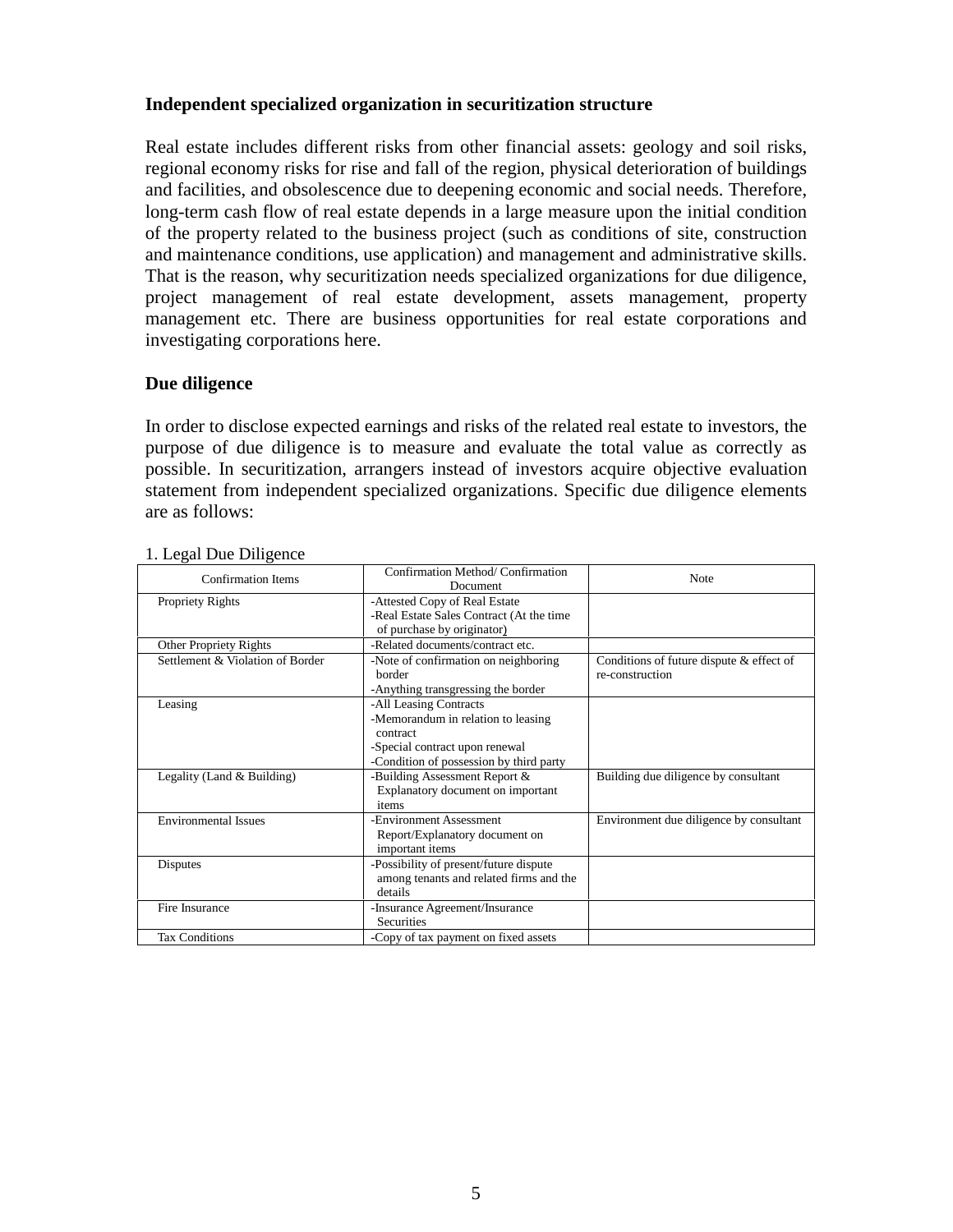**Independent specialized organization in securitization structure**

Real estate includes different risks from other financial assets: geology and soil risks, regional economy risks for rise and fall of the region, physical deterioration of buildings and facilities, and obsolescence due to deepening economic and social needs. Therefore, long-term cash flow of real estate depends in a large measure upon the initial condition of the property related to the business project (such as conditions of site, construction and maintenance conditions, use application) and management and administrative skills. That is the reason, why securitization needs specialized organizations for due diligence, project management of real estate development, assets management, property management etc. There are business opportunities for real estate corporations and investigating corporations here.

**Due diligence**

In order to disclose expected earnings and risks of the related real estate to investors, the purpose of due diligence is to measure and evaluate the total value as correctly as possible. In securitization, arrangers instead of investors acquire objective evaluation statement from independent specialized organizations. Specific due diligence elements are as follows:

1. Legal Due Diligence

| Confirmation Items | Confirmation Method/ Confirmation Document | Note |
|---|---|---|
| Propriety Rights | -Attested Copy of Real Estate<br>-Real Estate Sales Contract (At the time of purchase by originator) | |
| Other Propriety Rights | -Related documents/contract etc. | |
| Settlement & Violation of Border | -Note of confirmation on neighboring border<br>-Anything transgressing the border | Conditions of future dispute & effect of re-construction |
| Leasing | -All Leasing Contracts<br>-Memorandum in relation to leasing contract<br>-Special contract upon renewal<br>-Condition of possession by third party | |
| Legality (Land & Building) | -Building Assessment Report & Explanatory document on important items | Building due diligence by consultant |
| Environmental Issues | -Environment Assessment Report/Explanatory document on important items | Environment due diligence by consultant |
| Disputes | -Possibility of present/future dispute among tenants and related firms and the details | |
| Fire Insurance | -Insurance Agreement/Insurance Securities | |
| Tax Conditions | -Copy of tax payment on fixed assets | |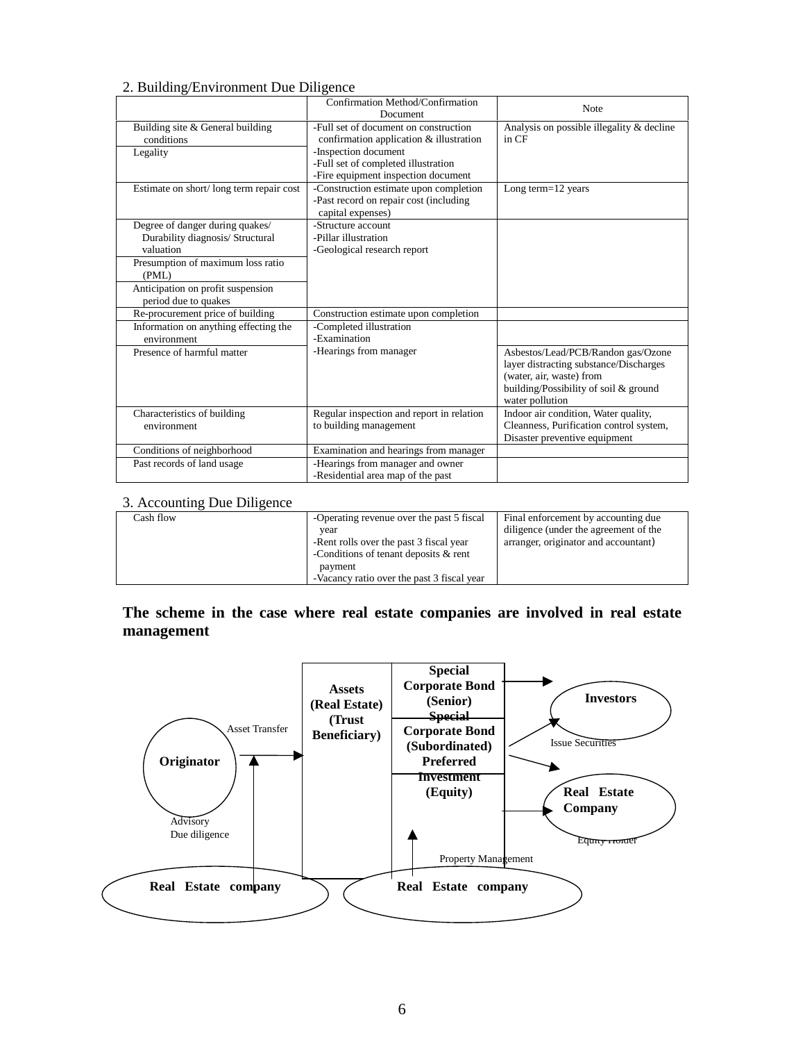## 2. Building/Environment Due Diligence

| | Confirmation Method/Confirmation Document | Note |
|---|---|---|
| Building site & General building conditions<br>Legality | -Full set of document on construction confirmation application & illustration<br>-Inspection document<br>-Full set of completed illustration<br>-Fire equipment inspection document | Analysis on possible illegality & decline in CF |
| Estimate on short/ long term repair cost | -Construction estimate upon completion<br>-Past record on repair cost (including capital expenses) | Long term=12 years |
| Degree of danger during quakes/ Durability diagnosis/ Structural valuation<br>Presumption of maximum loss ratio (PML)<br>Anticipation on profit suspension period due to quakes | -Structure account<br>-Pillar illustration<br>-Geological research report | |
| Re-procurement price of building | Construction estimate upon completion | |
| Information on anything effecting the environment | -Completed illustration<br>-Examination<br>-Hearings from manager | |
| Presence of harmful matter | | Asbestos/Lead/PCB/Randon gas/Ozone layer distracting substance/Discharges (water, air, waste) from building/Possibility of soil & ground water pollution |
| Characteristics of building environment | Regular inspection and report in relation to building management | Indoor air condition, Water quality, Cleanness, Purification control system, Disaster preventive equipment |
| Conditions of neighborhood | Examination and hearings from manager | |
| Past records of land usage | -Hearings from manager and owner<br>-Residential area map of the past | |

## 3. Accounting Due Diligence

| | | |
|---|---|---|
| Cash flow | -Operating revenue over the past 5 fiscal year<br>-Rent rolls over the past 3 fiscal year<br>-Conditions of tenant deposits & rent payment<br>-Vacancy ratio over the past 3 fiscal year | Final enforcement by accounting due diligence (under the agreement of the arranger, originator and accountant) |

**The scheme in the case where real estate companies are involved in real estate management**

Originator — Asset Transfer → Assets (Real Estate) (Trust Beneficiary) | Special Corporate Bond (Senior) / Special Corporate Bond (Subordinated) / Preferred Investment (Equity) — Issue Securities → Investors; → Real Estate Company (Equity Holder)

Real Estate company — Advisory / Due diligence → Originator

Real Estate company — Property Management → Assets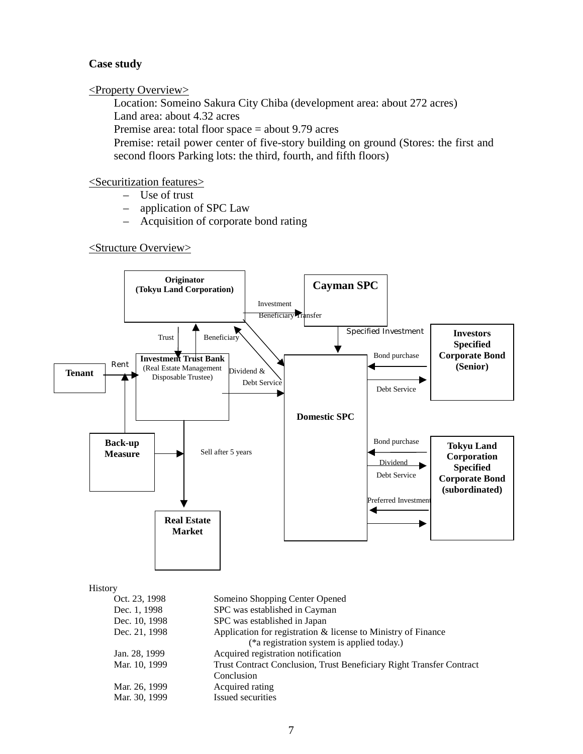**Case study**

<u>&lt;Property Overview&gt;</u>

Location: Someino Sakura City Chiba (development area: about 272 acres)
Land area: about 4.32 acres
Premise area: total floor space = about 9.79 acres
Premise: retail power center of five-story building on ground (Stores: the first and second floors Parking lots: the third, fourth, and fifth floors)

<u>&lt;Securitization features&gt;</u>

- Use of trust
- application of SPC Law
- Acquisition of corporate bond rating

<u>&lt;Structure Overview&gt;</u>

Originator (Tokyu Land Corporation)

Cayman SPC

Investment

Beneficiary Transfer

Trust

Beneficiary

Specified Investment

Investors Specified Corporate Bond (Senior)

Tenant

Rent

Investment Trust Bank (Real Estate Management Disposable Trustee)

Dividend & Debt Service

Bond purchase

Debt Service

Domestic SPC

Back-up Measure

Sell after 5 years

Bond purchase

Dividend

Debt Service

Tokyu Land Corporation Specified Corporate Bond (subordinated)

Preferred Investment

Real Estate Market

History

| | |
|---|---|
| Oct. 23, 1998 | Someino Shopping Center Opened |
| Dec. 1, 1998 | SPC was established in Cayman |
| Dec. 10, 1998 | SPC was established in Japan |
| Dec. 21, 1998 | Application for registration & license to Ministry of Finance (*a registration system is applied today.) |
| Jan. 28, 1999 | Acquired registration notification |
| Mar. 10, 1999 | Trust Contract Conclusion, Trust Beneficiary Right Transfer Contract Conclusion |
| Mar. 26, 1999 | Acquired rating |
| Mar. 30, 1999 | Issued securities |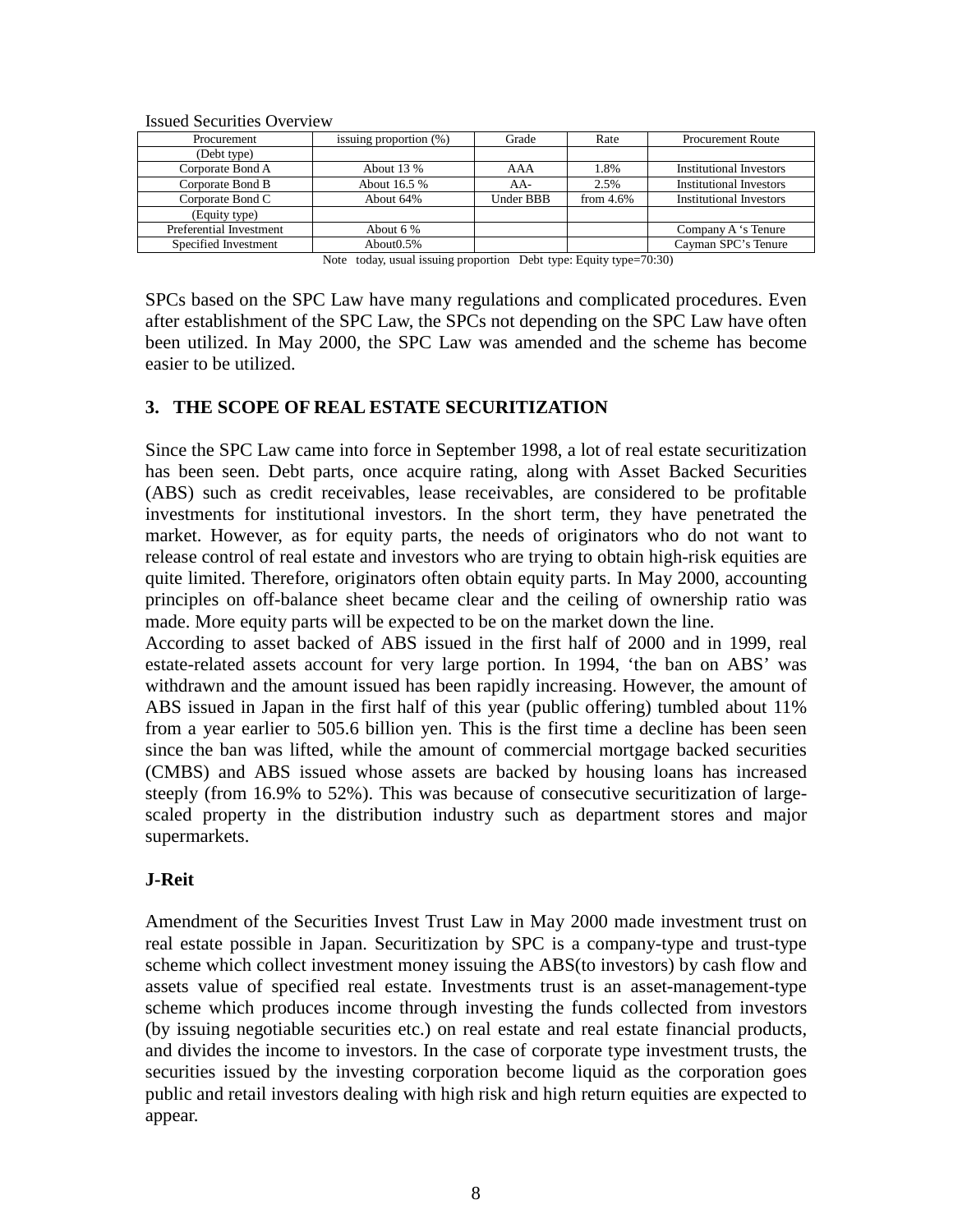Issued Securities Overview

| Procurement | issuing proportion (%) | Grade | Rate | Procurement Route |
|---|---|---|---|---|
| (Debt type) | | | | |
| Corporate Bond A | About 13 % | AAA | 1.8% | Institutional Investors |
| Corporate Bond B | About 16.5 % | AA- | 2.5% | Institutional Investors |
| Corporate Bond C | About 64% | Under BBB | from 4.6% | Institutional Investors |
| (Equity type) | | | | |
| Preferential Investment | About 6 % | | | Company A 's Tenure |
| Specified Investment | About0.5% | | | Cayman SPC's Tenure |

Note today, usual issuing proportion Debt type: Equity type=70:30)

SPCs based on the SPC Law have many regulations and complicated procedures. Even after establishment of the SPC Law, the SPCs not depending on the SPC Law have often been utilized. In May 2000, the SPC Law was amended and the scheme has become easier to be utilized.

## 3. THE SCOPE OF REAL ESTATE SECURITIZATION

Since the SPC Law came into force in September 1998, a lot of real estate securitization has been seen. Debt parts, once acquire rating, along with Asset Backed Securities (ABS) such as credit receivables, lease receivables, are considered to be profitable investments for institutional investors. In the short term, they have penetrated the market. However, as for equity parts, the needs of originators who do not want to release control of real estate and investors who are trying to obtain high-risk equities are quite limited. Therefore, originators often obtain equity parts. In May 2000, accounting principles on off-balance sheet became clear and the ceiling of ownership ratio was made. More equity parts will be expected to be on the market down the line.
According to asset backed of ABS issued in the first half of 2000 and in 1999, real estate-related assets account for very large portion. In 1994, 'the ban on ABS' was withdrawn and the amount issued has been rapidly increasing. However, the amount of ABS issued in Japan in the first half of this year (public offering) tumbled about 11% from a year earlier to 505.6 billion yen. This is the first time a decline has been seen since the ban was lifted, while the amount of commercial mortgage backed securities (CMBS) and ABS issued whose assets are backed by housing loans has increased steeply (from 16.9% to 52%). This was because of consecutive securitization of large-scaled property in the distribution industry such as department stores and major supermarkets.

### J-Reit

Amendment of the Securities Invest Trust Law in May 2000 made investment trust on real estate possible in Japan. Securitization by SPC is a company-type and trust-type scheme which collect investment money issuing the ABS(to investors) by cash flow and assets value of specified real estate. Investments trust is an asset-management-type scheme which produces income through investing the funds collected from investors (by issuing negotiable securities etc.) on real estate and real estate financial products, and divides the income to investors. In the case of corporate type investment trusts, the securities issued by the investing corporation become liquid as the corporation goes public and retail investors dealing with high risk and high return equities are expected to appear.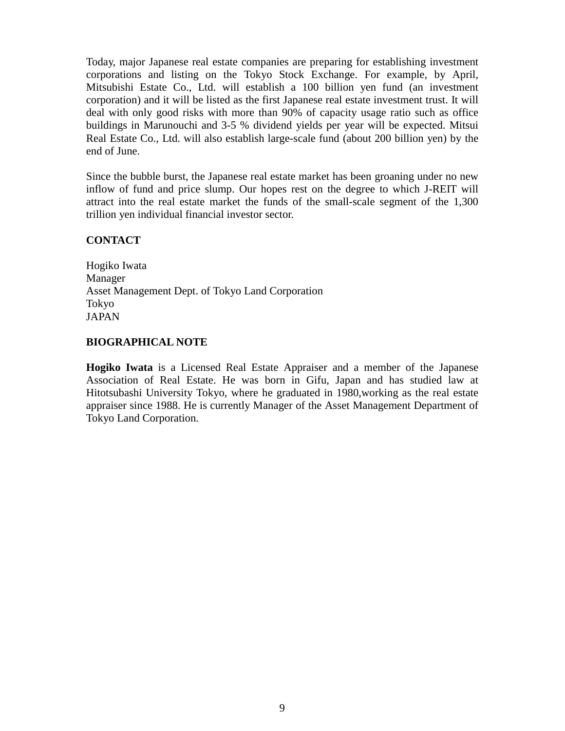Today, major Japanese real estate companies are preparing for establishing investment corporations and listing on the Tokyo Stock Exchange. For example, by April, Mitsubishi Estate Co., Ltd. will establish a 100 billion yen fund (an investment corporation) and it will be listed as the first Japanese real estate investment trust. It will deal with only good risks with more than 90% of capacity usage ratio such as office buildings in Marunouchi and 3-5 % dividend yields per year will be expected. Mitsui Real Estate Co., Ltd. will also establish large-scale fund (about 200 billion yen) by the end of June.

Since the bubble burst, the Japanese real estate market has been groaning under no new inflow of fund and price slump. Our hopes rest on the degree to which J-REIT will attract into the real estate market the funds of the small-scale segment of the 1,300 trillion yen individual financial investor sector.

## CONTACT

Hogiko Iwata
Manager
Asset Management Dept. of Tokyo Land Corporation
Tokyo
JAPAN

## BIOGRAPHICAL NOTE

**Hogiko Iwata** is a Licensed Real Estate Appraiser and a member of the Japanese Association of Real Estate. He was born in Gifu, Japan and has studied law at Hitotsubashi University Tokyo, where he graduated in 1980,working as the real estate appraiser since 1988. He is currently Manager of the Asset Management Department of Tokyo Land Corporation.